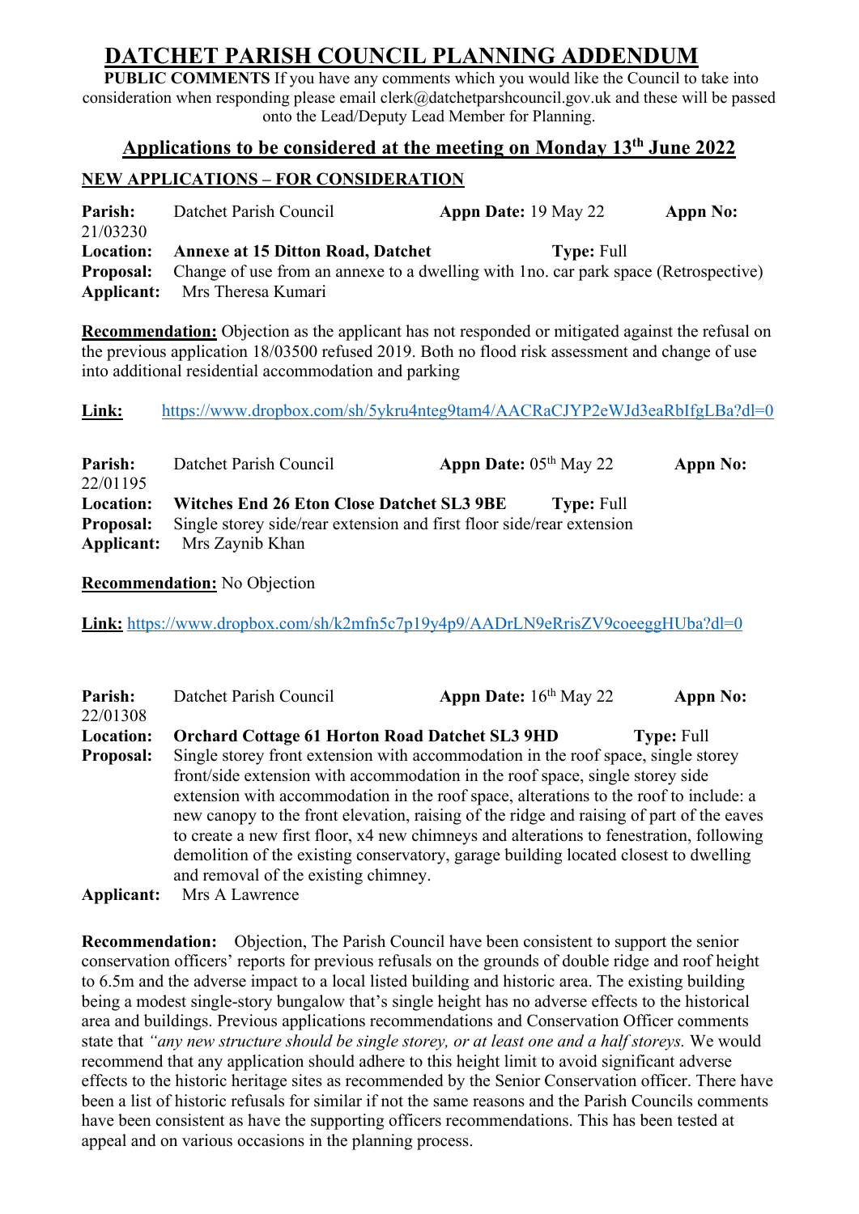# DATCHET PARISH COUNCIL PLANNING ADDENDUM

**PUBLIC COMMENTS** If you have any comments which you would like the Council to take into consideration when responding please email clerk@datchetparshcouncil.gov.uk and these will be passed onto the Lead/Deputy Lead Member for Planning.

## Applications to be considered at the meeting on Monday 13th June 2022

### NEW APPLICATIONS – FOR CONSIDERATION

**Parish:** Datchet Parish Council **Appn Date:** 19 May 22 **Appn No:** 21/03230
**Location:** **Annexe at 15 Ditton Road, Datchet** **Type:** Full
**Proposal:** Change of use from an annexe to a dwelling with 1no. car park space (Retrospective)
**Applicant:** Mrs Theresa Kumari

**Recommendation:** Objection as the applicant has not responded or mitigated against the refusal on the previous application 18/03500 refused 2019. Both no flood risk assessment and change of use into additional residential accommodation and parking

**Link:** https://www.dropbox.com/sh/5ykru4nteg9tam4/AACRaCJYP2eWJd3eaRbIfgLBa?dl=0

**Parish:** Datchet Parish Council **Appn Date:** 05th May 22 **Appn No:** 22/01195
**Location:** **Witches End 26 Eton Close Datchet SL3 9BE** **Type:** Full
**Proposal:** Single storey side/rear extension and first floor side/rear extension
**Applicant:** Mrs Zaynib Khan

**Recommendation:** No Objection

**Link:** https://www.dropbox.com/sh/k2mfn5c7p19y4p9/AADrLN9eRrisZV9coeeggHUba?dl=0

**Parish:** Datchet Parish Council **Appn Date:** 16th May 22 **Appn No:** 22/01308
**Location:** **Orchard Cottage 61 Horton Road Datchet SL3 9HD** **Type:** Full
**Proposal:** Single storey front extension with accommodation in the roof space, single storey front/side extension with accommodation in the roof space, single storey side extension with accommodation in the roof space, alterations to the roof to include: a new canopy to the front elevation, raising of the ridge and raising of part of the eaves to create a new first floor, x4 new chimneys and alterations to fenestration, following demolition of the existing conservatory, garage building located closest to dwelling and removal of the existing chimney.
**Applicant:** Mrs A Lawrence

**Recommendation:** Objection, The Parish Council have been consistent to support the senior conservation officers' reports for previous refusals on the grounds of double ridge and roof height to 6.5m and the adverse impact to a local listed building and historic area. The existing building being a modest single-story bungalow that's single height has no adverse effects to the historical area and buildings. Previous applications recommendations and Conservation Officer comments state that *"any new structure should be single storey, or at least one and a half storeys.* We would recommend that any application should adhere to this height limit to avoid significant adverse effects to the historic heritage sites as recommended by the Senior Conservation officer. There have been a list of historic refusals for similar if not the same reasons and the Parish Councils comments have been consistent as have the supporting officers recommendations. This has been tested at appeal and on various occasions in the planning process.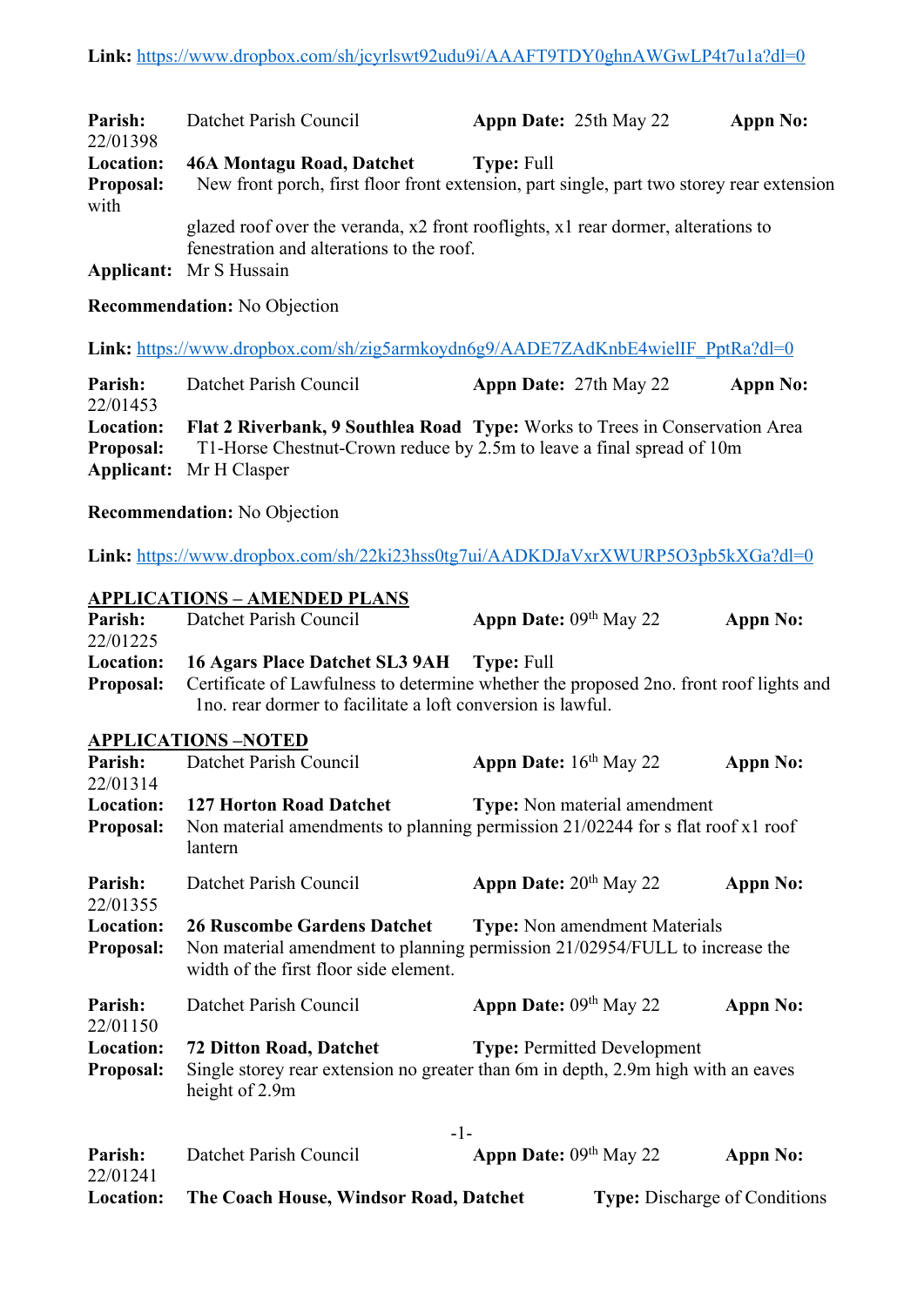**Link:** https://www.dropbox.com/sh/jcyrlswt92udu9i/AAAFT9TDY0ghnAWGwLP4t7u1a?dl=0

**Parish:** Datchet Parish Council **Appn Date:** 25th May 22 **Appn No:** 22/01398
**Location:** **46A Montagu Road, Datchet** **Type:** Full
**Proposal:** New front porch, first floor front extension, part single, part two storey rear extension with glazed roof over the veranda, x2 front rooflights, x1 rear dormer, alterations to fenestration and alterations to the roof.
**Applicant:** Mr S Hussain

**Recommendation:** No Objection

**Link:** https://www.dropbox.com/sh/zig5armkoydn6g9/AADE7ZAdKnbE4wielIF_PptRa?dl=0

**Parish:** Datchet Parish Council **Appn Date:** 27th May 22 **Appn No:** 22/01453
**Location:** **Flat 2 Riverbank, 9 Southlea Road** **Type:** Works to Trees in Conservation Area
**Proposal:** T1-Horse Chestnut-Crown reduce by 2.5m to leave a final spread of 10m
**Applicant:** Mr H Clasper

**Recommendation:** No Objection

**Link:** https://www.dropbox.com/sh/22ki23hss0tg7ui/AADKDJaVxrXWURP5O3pb5kXGa?dl=0

**APPLICATIONS – AMENDED PLANS**

**Parish:** Datchet Parish Council **Appn Date:** 09th May 22 **Appn No:** 22/01225
**Location:** **16 Agars Place Datchet SL3 9AH** **Type:** Full
**Proposal:** Certificate of Lawfulness to determine whether the proposed 2no. front roof lights and 1no. rear dormer to facilitate a loft conversion is lawful.

**APPLICATIONS –NOTED**

**Parish:** Datchet Parish Council **Appn Date:** 16th May 22 **Appn No:** 22/01314
**Location:** **127 Horton Road Datchet** **Type:** Non material amendment
**Proposal:** Non material amendments to planning permission 21/02244 for s flat roof x1 roof lantern

**Parish:** Datchet Parish Council **Appn Date:** 20th May 22 **Appn No:** 22/01355
**Location:** **26 Ruscombe Gardens Datchet** **Type:** Non amendment Materials
**Proposal:** Non material amendment to planning permission 21/02954/FULL to increase the width of the first floor side element.

**Parish:** Datchet Parish Council **Appn Date:** 09th May 22 **Appn No:** 22/01150
**Location:** **72 Ditton Road, Datchet** **Type:** Permitted Development
**Proposal:** Single storey rear extension no greater than 6m in depth, 2.9m high with an eaves height of 2.9m

**Parish:** Datchet Parish Council **Appn Date:** 09th May 22 **Appn No:** 22/01241
**Location:** **The Coach House, Windsor Road, Datchet** **Type:** Discharge of Conditions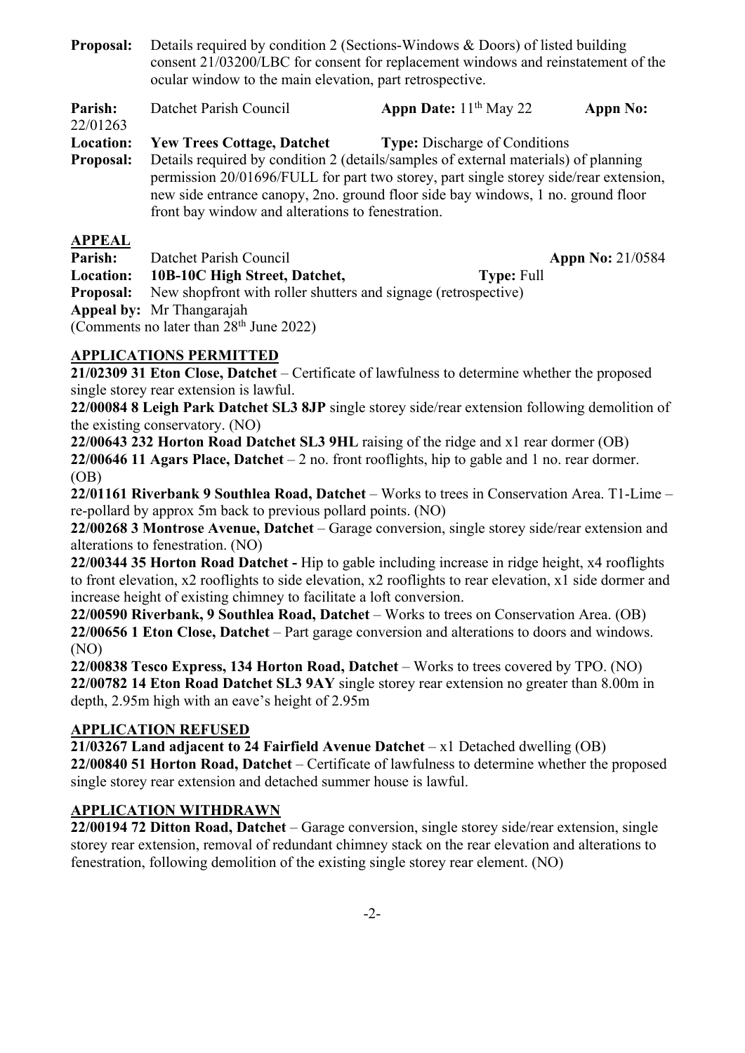**Proposal:** Details required by condition 2 (Sections-Windows & Doors) of listed building consent 21/03200/LBC for consent for replacement windows and reinstatement of the ocular window to the main elevation, part retrospective.

**Parish:** Datchet Parish Council **Appn Date:** 11th May 22 **Appn No:** 22/01263

**Location:** **Yew Trees Cottage, Datchet** **Type:** Discharge of Conditions

**Proposal:** Details required by condition 2 (details/samples of external materials) of planning permission 20/01696/FULL for part two storey, part single storey side/rear extension, new side entrance canopy, 2no. ground floor side bay windows, 1 no. ground floor front bay window and alterations to fenestration.

## APPEAL

**Parish:** Datchet Parish Council **Appn No:** 21/0584

**Location:** **10B-10C High Street, Datchet,** **Type:** Full

**Proposal:** New shopfront with roller shutters and signage (retrospective)

**Appeal by:** Mr Thangarajah

(Comments no later than 28th June 2022)

## APPLICATIONS PERMITTED

**21/02309 31 Eton Close, Datchet** – Certificate of lawfulness to determine whether the proposed single storey rear extension is lawful.

**22/00084 8 Leigh Park Datchet SL3 8JP** single storey side/rear extension following demolition of the existing conservatory. (NO)

**22/00643 232 Horton Road Datchet SL3 9HL** raising of the ridge and x1 rear dormer (OB)

**22/00646 11 Agars Place, Datchet** – 2 no. front rooflights, hip to gable and 1 no. rear dormer. (OB)

**22/01161 Riverbank 9 Southlea Road, Datchet** – Works to trees in Conservation Area. T1-Lime – re-pollard by approx 5m back to previous pollard points. (NO)

**22/00268 3 Montrose Avenue, Datchet** – Garage conversion, single storey side/rear extension and alterations to fenestration. (NO)

**22/00344 35 Horton Road Datchet -** Hip to gable including increase in ridge height, x4 rooflights to front elevation, x2 rooflights to side elevation, x2 rooflights to rear elevation, x1 side dormer and increase height of existing chimney to facilitate a loft conversion.

**22/00590 Riverbank, 9 Southlea Road, Datchet** – Works to trees on Conservation Area. (OB)

**22/00656 1 Eton Close, Datchet** – Part garage conversion and alterations to doors and windows. (NO)

**22/00838 Tesco Express, 134 Horton Road, Datchet** – Works to trees covered by TPO. (NO)

**22/00782 14 Eton Road Datchet SL3 9AY** single storey rear extension no greater than 8.00m in depth, 2.95m high with an eave's height of 2.95m

## APPLICATION REFUSED

**21/03267 Land adjacent to 24 Fairfield Avenue Datchet** – x1 Detached dwelling (OB)

**22/00840 51 Horton Road, Datchet** – Certificate of lawfulness to determine whether the proposed single storey rear extension and detached summer house is lawful.

## APPLICATION WITHDRAWN

**22/00194 72 Ditton Road, Datchet** – Garage conversion, single storey side/rear extension, single storey rear extension, removal of redundant chimney stack on the rear elevation and alterations to fenestration, following demolition of the existing single storey rear element. (NO)